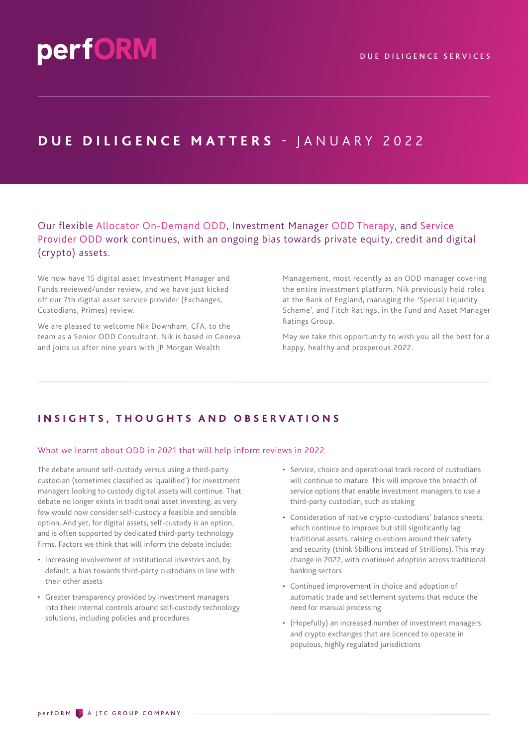perfORM

DUE DILIGENCE SERVICES

# DUE DILIGENCE MATTERS - JANUARY 2022

Our flexible Allocator On-Demand ODD, Investment Manager ODD Therapy, and Service Provider ODD work continues, with an ongoing bias towards private equity, credit and digital (crypto) assets.

We now have 15 digital asset Investment Manager and Funds reviewed/under review, and we have just kicked off our 7th digital asset service provider (Exchanges, Custodians, Primes) review.

We are pleased to welcome Nik Downham, CFA, to the team as a Senior ODD Consultant. Nik is based in Geneva and joins us after nine years with JP Morgan Wealth Management, most recently as an ODD manager covering the entire investment platform. Nik previously held roles at the Bank of England, managing the 'Special Liquidity Scheme', and Fitch Ratings, in the Fund and Asset Manager Ratings Group.

May we take this opportunity to wish you all the best for a happy, healthy and prosperous 2022.

## INSIGHTS, THOUGHTS AND OBSERVATIONS

### What we learnt about ODD in 2021 that will help inform reviews in 2022

The debate around self-custody versus using a third-party custodian (sometimes classified as 'qualified') for investment managers looking to custody digital assets will continue. That debate no longer exists in traditional asset investing, as very few would now consider self-custody a feasible and sensible option. And yet, for digital assets, self-custody is an option, and is often supported by dedicated third-party technology firms. Factors we think that will inform the debate include:

- Increasing involvement of institutional investors and, by default, a bias towards third-party custodians in line with their other assets
- Greater transparency provided by investment managers into their internal controls around self-custody technology solutions, including policies and procedures
- Service, choice and operational track record of custodians will continue to mature. This will improve the breadth of service options that enable investment managers to use a third-party custodian, such as staking
- Consideration of native crypto-custodians' balance sheets, which continue to improve but still significantly lag traditional assets, raising questions around their safety and security (think $billions instead of $trillions). This may change in 2022, with continued adoption across traditional banking sectors
- Continued improvement in choice and adoption of automatic trade and settlement systems that reduce the need for manual processing
- (Hopefully) an increased number of investment managers and crypto exchanges that are licenced to operate in populous, highly regulated jurisdictions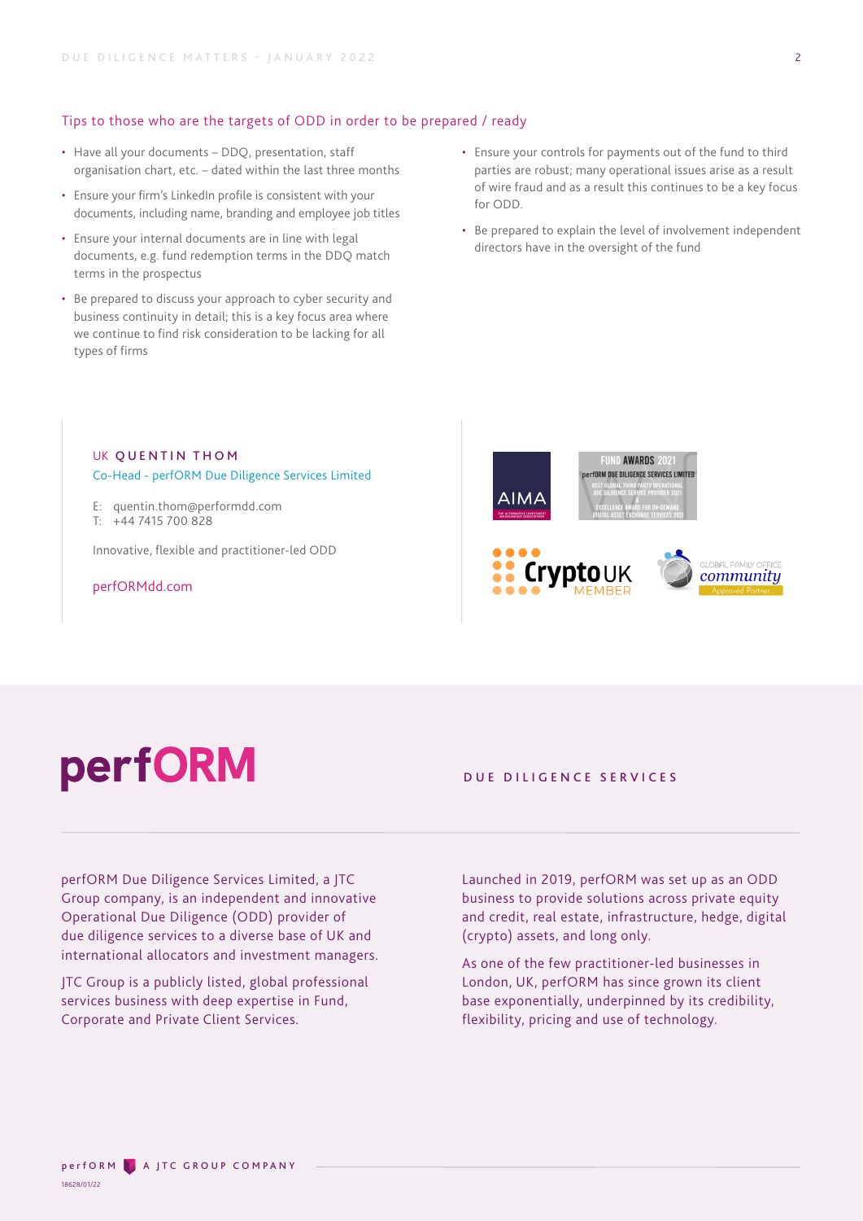## Tips to those who are the targets of ODD in order to be prepared / ready

- Have all your documents – DDQ, presentation, staff organisation chart, etc. – dated within the last three months
- Ensure your firm's LinkedIn profile is consistent with your documents, including name, branding and employee job titles
- Ensure your internal documents are in line with legal documents, e.g. fund redemption terms in the DDQ match terms in the prospectus
- Be prepared to discuss your approach to cyber security and business continuity in detail; this is a key focus area where we continue to find risk consideration to be lacking for all types of firms
- Ensure your controls for payments out of the fund to third parties are robust; many operational issues arise as a result of wire fraud and as a result this continues to be a key focus for ODD.
- Be prepared to explain the level of involvement independent directors have in the oversight of the fund

UK **QUENTIN THOM**

Co-Head - perfORM Due Diligence Services Limited

E: quentin.thom@performdd.com
T: +44 7415 700 828

Innovative, flexible and practitioner-led ODD

perfORMdd.com

AIMA

FUND AWARDS 2021
perfORM DUE DILIGENCE SERVICES LIMITED
BEST GLOBAL THIRD PARTY OPERATIONAL DUE DILIGENCE SERVICE PROVIDER 2021
EXCELLENCE AWARD FOR ON-DEMAND DIGITAL ASSET EXCHANGE SERVICES 2021

CryptoUK MEMBER

GLOBAL FAMILY OFFICE community Approved Partner

# perfORM

DUE DILIGENCE SERVICES

perfORM Due Diligence Services Limited, a JTC Group company, is an independent and innovative Operational Due Diligence (ODD) provider of due diligence services to a diverse base of UK and international allocators and investment managers.

JTC Group is a publicly listed, global professional services business with deep expertise in Fund, Corporate and Private Client Services.

Launched in 2019, perfORM was set up as an ODD business to provide solutions across private equity and credit, real estate, infrastructure, hedge, digital (crypto) assets, and long only.

As one of the few practitioner-led businesses in London, UK, perfORM has since grown its client base exponentially, underpinned by its credibility, flexibility, pricing and use of technology.

perfORM A JTC GROUP COMPANY

18628/01/22